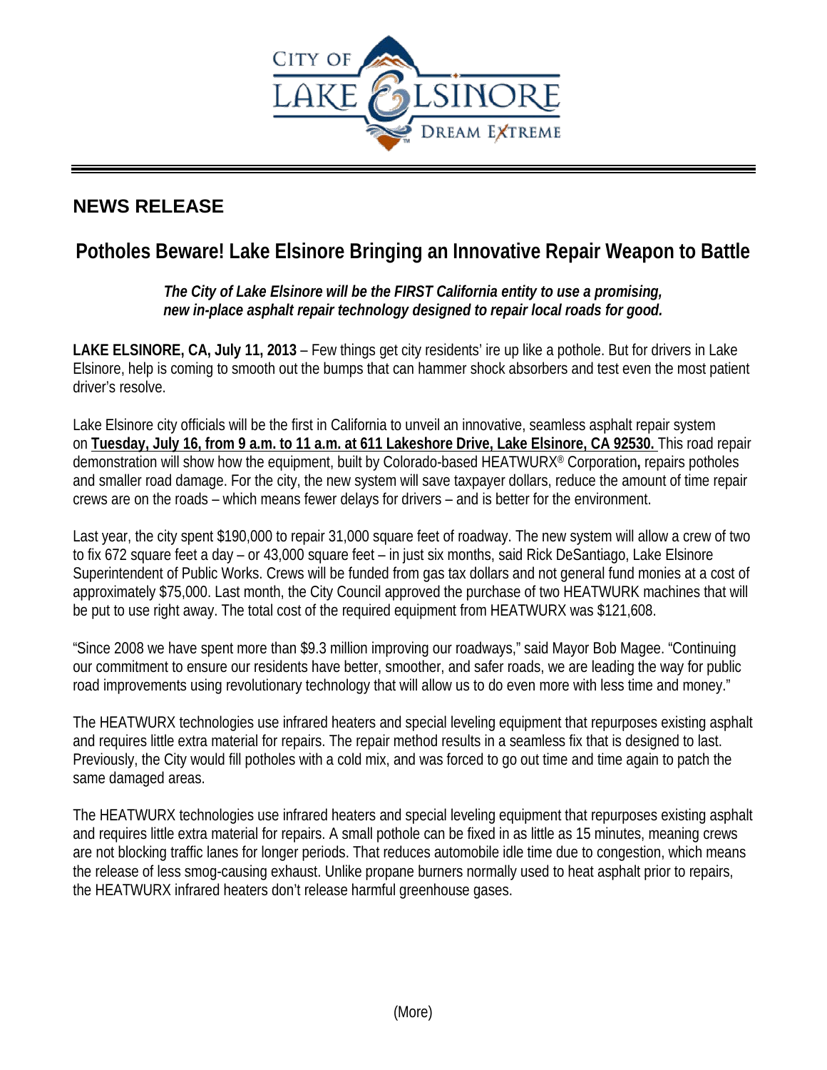CITY OF LAKE ELSINORE

DREAM EXTREME

## NEWS RELEASE

# Potholes Beware! Lake Elsinore Bringing an Innovative Repair Weapon to Battle

***The City of Lake Elsinore will be the FIRST California entity to use a promising, new in-place asphalt repair technology designed to repair local roads for good.***

**LAKE ELSINORE, CA, July 11, 2013** – Few things get city residents' ire up like a pothole. But for drivers in Lake Elsinore, help is coming to smooth out the bumps that can hammer shock absorbers and test even the most patient driver's resolve.

Lake Elsinore city officials will be the first in California to unveil an innovative, seamless asphalt repair system on **Tuesday, July 16, from 9 a.m. to 11 a.m. at 611 Lakeshore Drive, Lake Elsinore, CA 92530.** This road repair demonstration will show how the equipment, built by Colorado-based HEATWURX® Corporation**,** repairs potholes and smaller road damage. For the city, the new system will save taxpayer dollars, reduce the amount of time repair crews are on the roads – which means fewer delays for drivers – and is better for the environment.

Last year, the city spent $190,000 to repair 31,000 square feet of roadway. The new system will allow a crew of two to fix 672 square feet a day – or 43,000 square feet – in just six months, said Rick DeSantiago, Lake Elsinore Superintendent of Public Works. Crews will be funded from gas tax dollars and not general fund monies at a cost of approximately $75,000. Last month, the City Council approved the purchase of two HEATWURK machines that will be put to use right away. The total cost of the required equipment from HEATWURX was $121,608.

"Since 2008 we have spent more than $9.3 million improving our roadways," said Mayor Bob Magee. "Continuing our commitment to ensure our residents have better, smoother, and safer roads, we are leading the way for public road improvements using revolutionary technology that will allow us to do even more with less time and money."

The HEATWURX technologies use infrared heaters and special leveling equipment that repurposes existing asphalt and requires little extra material for repairs. The repair method results in a seamless fix that is designed to last. Previously, the City would fill potholes with a cold mix, and was forced to go out time and time again to patch the same damaged areas.

The HEATWURX technologies use infrared heaters and special leveling equipment that repurposes existing asphalt and requires little extra material for repairs. A small pothole can be fixed in as little as 15 minutes, meaning crews are not blocking traffic lanes for longer periods. That reduces automobile idle time due to congestion, which means the release of less smog-causing exhaust. Unlike propane burners normally used to heat asphalt prior to repairs, the HEATWURX infrared heaters don't release harmful greenhouse gases.

(More)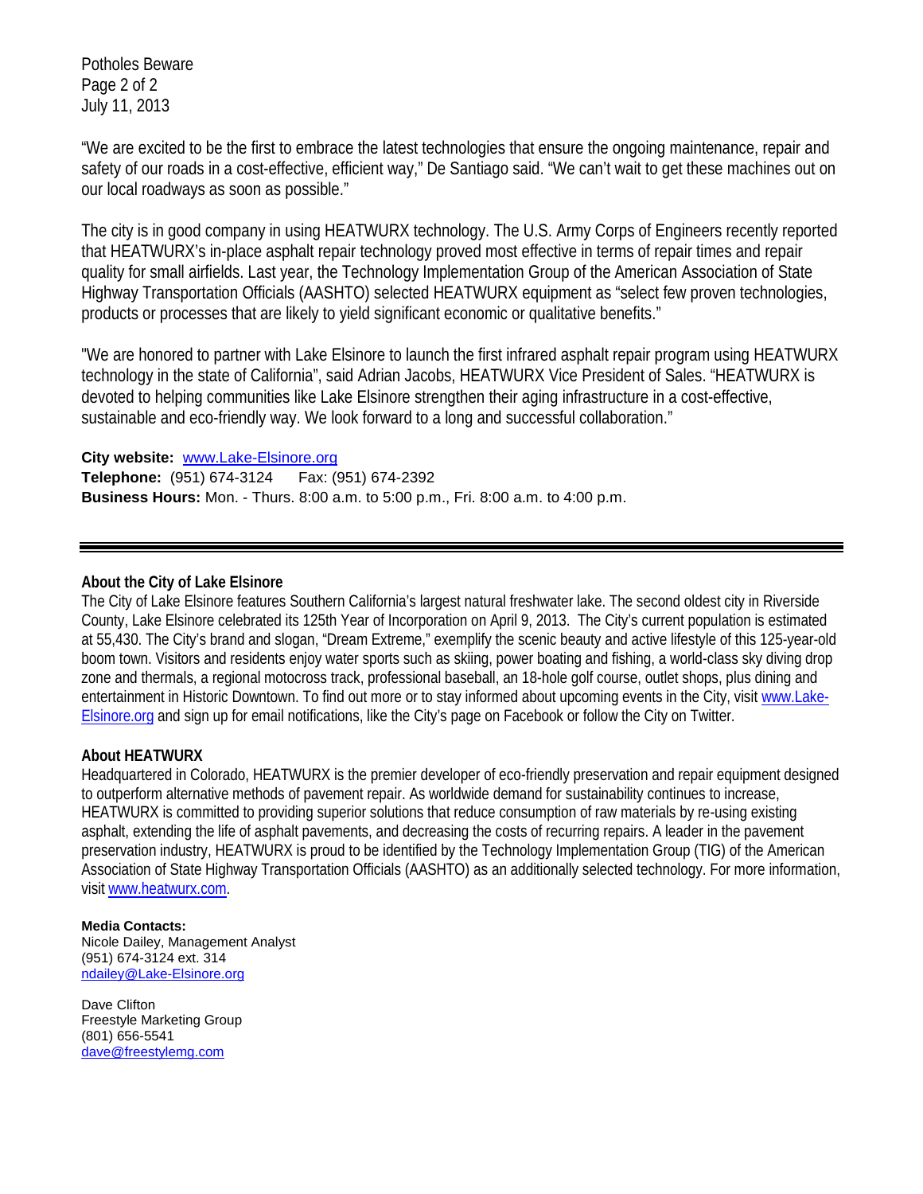"We are excited to be the first to embrace the latest technologies that ensure the ongoing maintenance, repair and safety of our roads in a cost-effective, efficient way," De Santiago said. "We can't wait to get these machines out on our local roadways as soon as possible."

The city is in good company in using HEATWURX technology. The U.S. Army Corps of Engineers recently reported that HEATWURX's in-place asphalt repair technology proved most effective in terms of repair times and repair quality for small airfields. Last year, the Technology Implementation Group of the American Association of State Highway Transportation Officials (AASHTO) selected HEATWURX equipment as "select few proven technologies, products or processes that are likely to yield significant economic or qualitative benefits."

"We are honored to partner with Lake Elsinore to launch the first infrared asphalt repair program using HEATWURX technology in the state of California", said Adrian Jacobs, HEATWURX Vice President of Sales. "HEATWURX is devoted to helping communities like Lake Elsinore strengthen their aging infrastructure in a cost-effective, sustainable and eco-friendly way. We look forward to a long and successful collaboration."

**City website:** www.Lake-Elsinore.org
**Telephone:** (951) 674-3124  Fax: (951) 674-2392
**Business Hours:** Mon. - Thurs. 8:00 a.m. to 5:00 p.m., Fri. 8:00 a.m. to 4:00 p.m.

---

**About the City of Lake Elsinore**

The City of Lake Elsinore features Southern California's largest natural freshwater lake. The second oldest city in Riverside County, Lake Elsinore celebrated its 125th Year of Incorporation on April 9, 2013. The City's current population is estimated at 55,430. The City's brand and slogan, "Dream Extreme," exemplify the scenic beauty and active lifestyle of this 125-year-old boom town. Visitors and residents enjoy water sports such as skiing, power boating and fishing, a world-class sky diving drop zone and thermals, a regional motocross track, professional baseball, an 18-hole golf course, outlet shops, plus dining and entertainment in Historic Downtown. To find out more or to stay informed about upcoming events in the City, visit www.Lake-Elsinore.org and sign up for email notifications, like the City's page on Facebook or follow the City on Twitter.

**About HEATWURX**

Headquartered in Colorado, HEATWURX is the premier developer of eco-friendly preservation and repair equipment designed to outperform alternative methods of pavement repair. As worldwide demand for sustainability continues to increase, HEATWURX is committed to providing superior solutions that reduce consumption of raw materials by re-using existing asphalt, extending the life of asphalt pavements, and decreasing the costs of recurring repairs. A leader in the pavement preservation industry, HEATWURX is proud to be identified by the Technology Implementation Group (TIG) of the American Association of State Highway Transportation Officials (AASHTO) as an additionally selected technology. For more information, visit www.heatwurx.com.

**Media Contacts:**
Nicole Dailey, Management Analyst
(951) 674-3124 ext. 314
ndailey@Lake-Elsinore.org

Dave Clifton
Freestyle Marketing Group
(801) 656-5541
dave@freestylemg.com